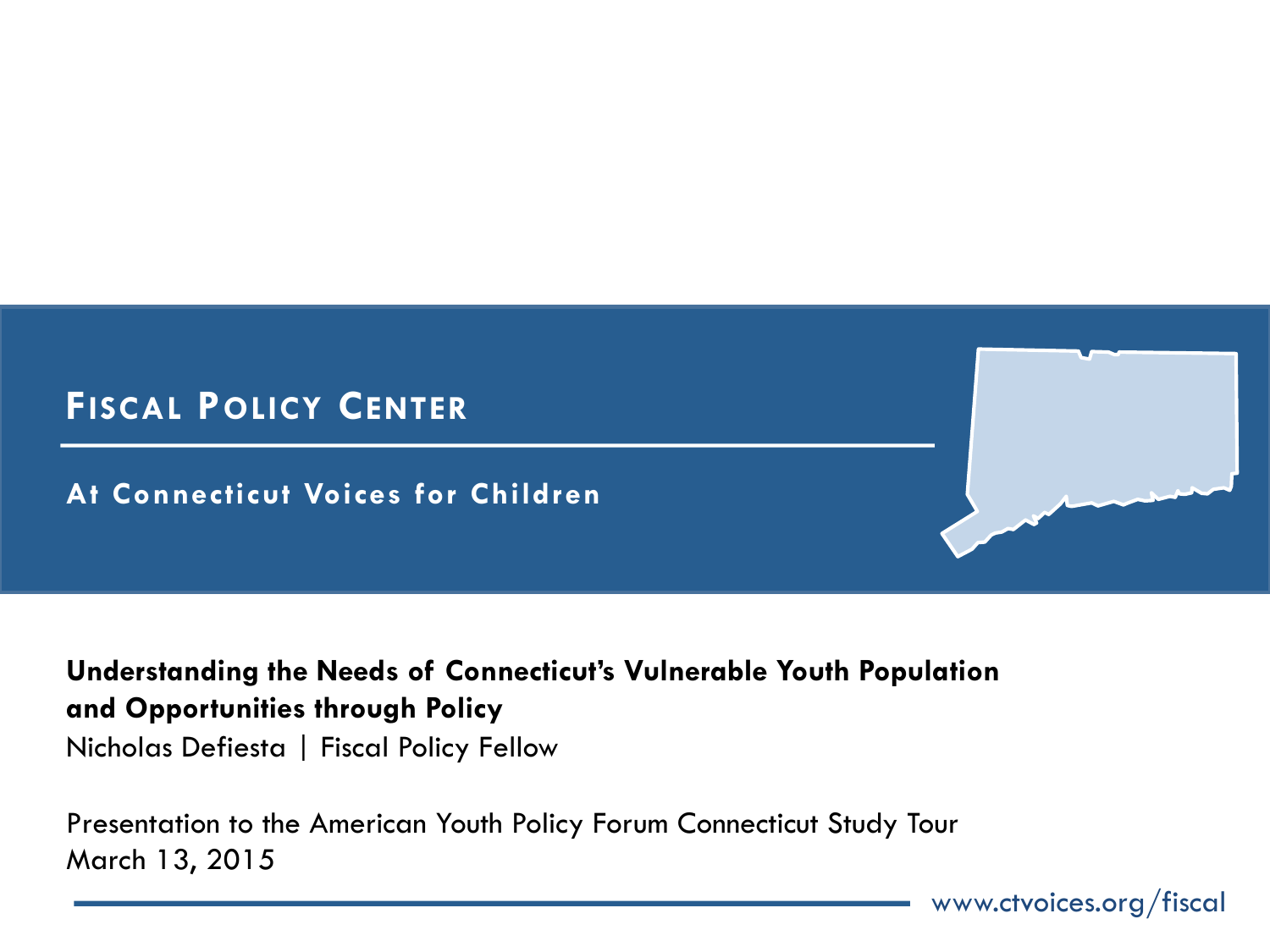# Fiscal Policy Center

**At Connecticut Voices for Children**

**Understanding the Needs of Connecticut's Vulnerable Youth Population and Opportunities through Policy**

Nicholas Defiesta | Fiscal Policy Fellow

Presentation to the American Youth Policy Forum Connecticut Study Tour
March 13, 2015

www.ctvoices.org/fiscal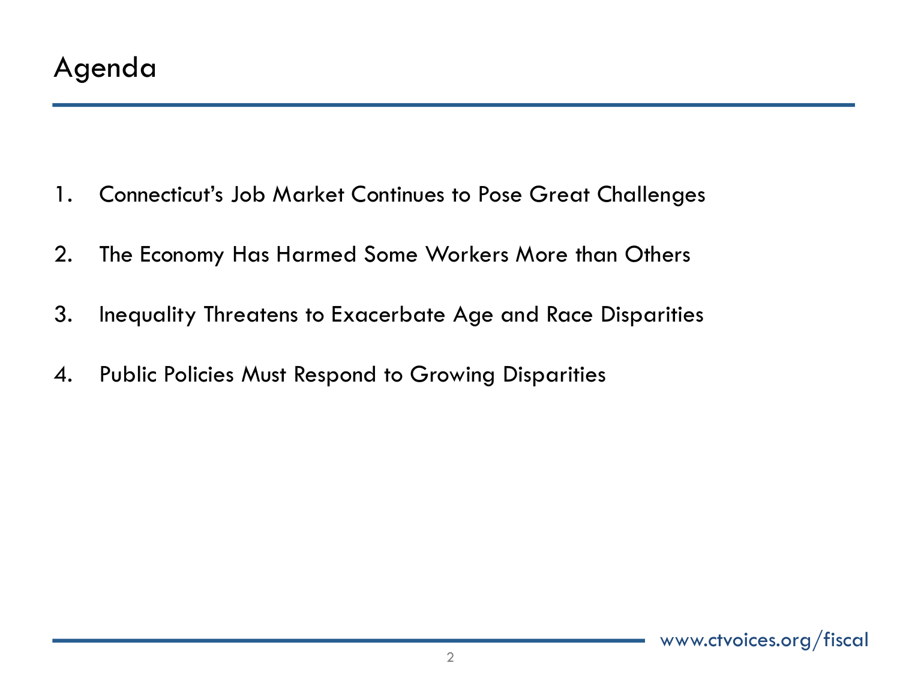# Agenda

1. Connecticut's Job Market Continues to Pose Great Challenges
2. The Economy Has Harmed Some Workers More than Others
3. Inequality Threatens to Exacerbate Age and Race Disparities
4. Public Policies Must Respond to Growing Disparities

www.ctvoices.org/fiscal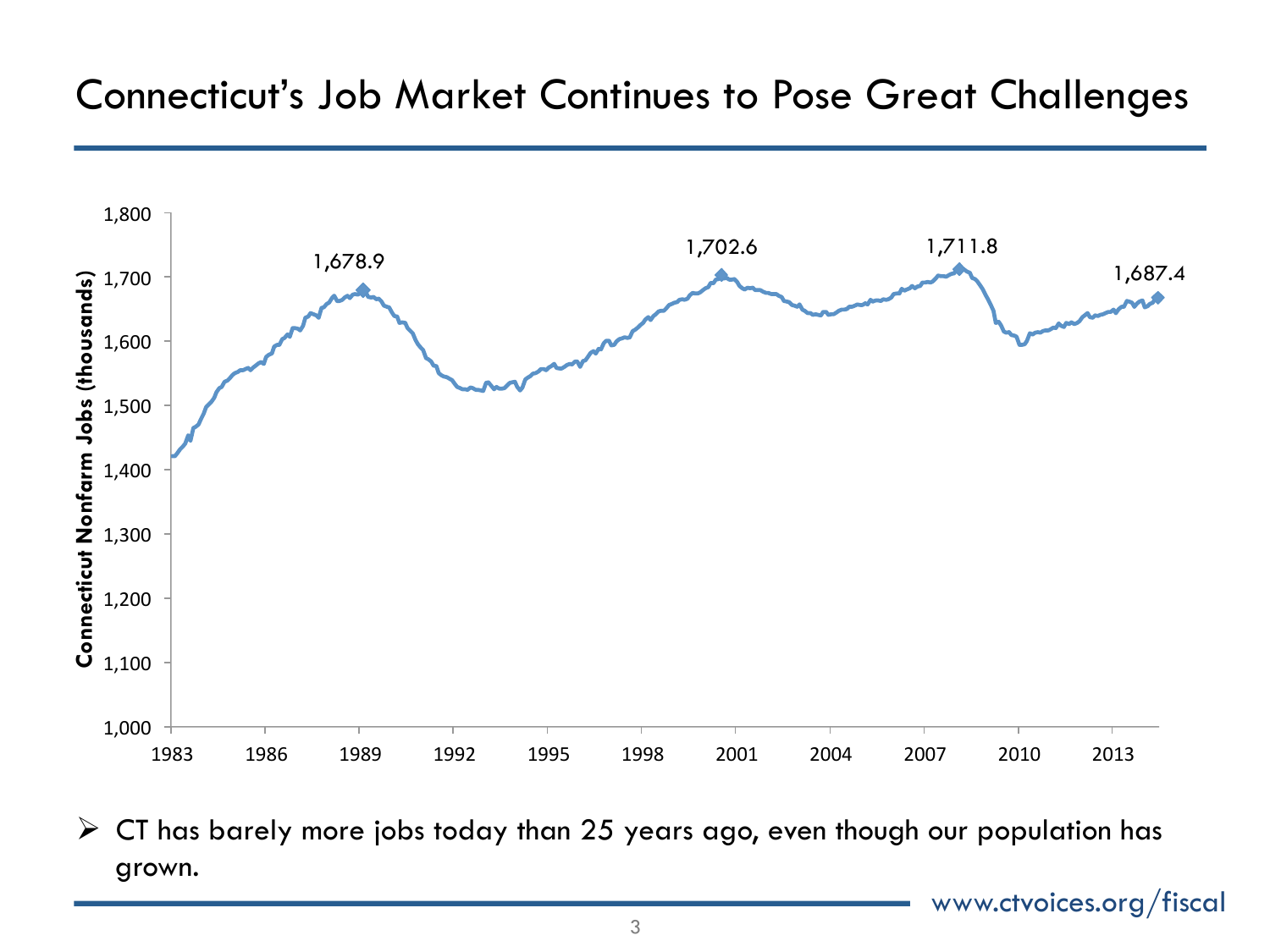# Connecticut's Job Market Continues to Pose Great Challenges

Connecticut Nonfarm Jobs (thousands)

1,678.9 — 1,702.6 — 1,711.8 — 1,687.4

1983 1986 1989 1992 1995 1998 2001 2004 2007 2010 2013

- CT has barely more jobs today than 25 years ago, even though our population has grown.

www.ctvoices.org/fiscal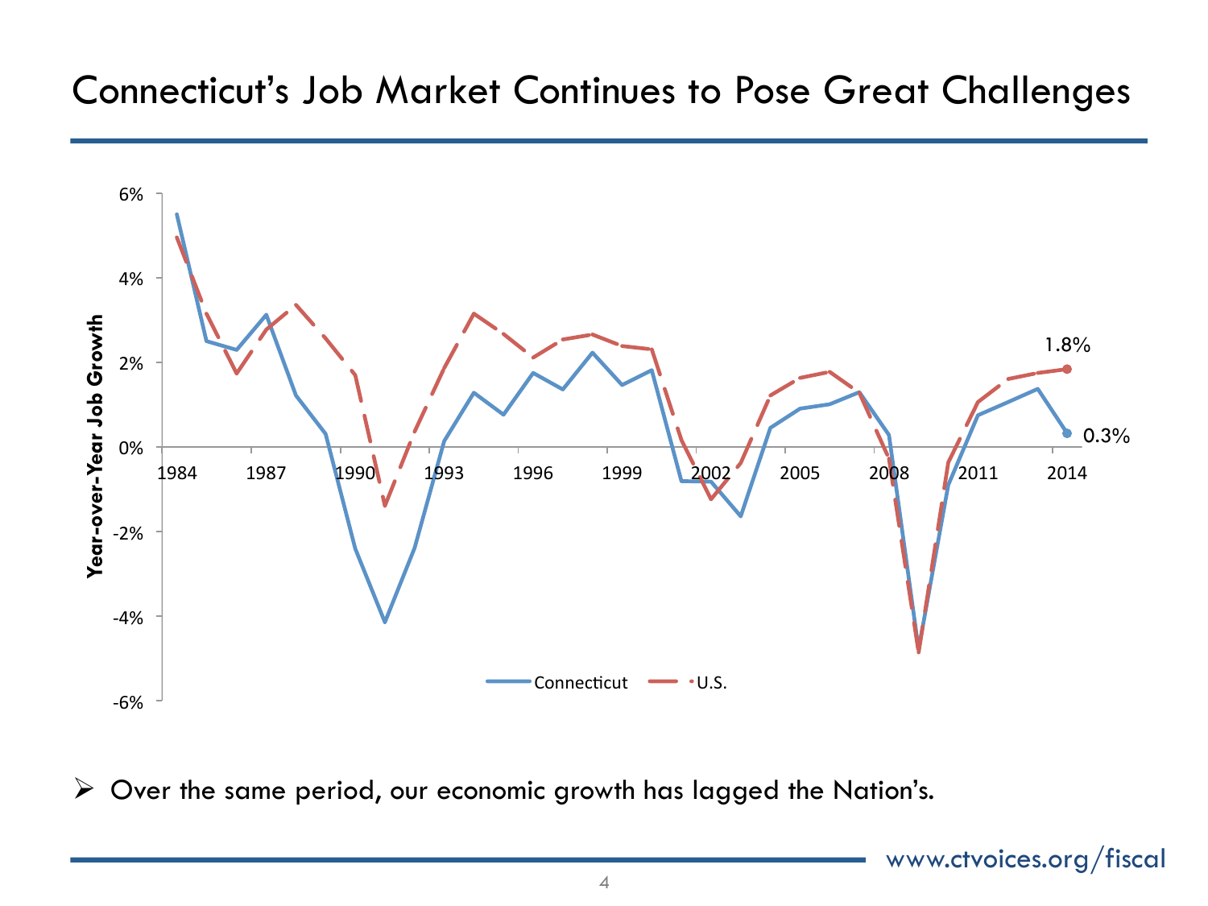# Connecticut's Job Market Continues to Pose Great Challenges

- Over the same period, our economic growth has lagged the Nation's.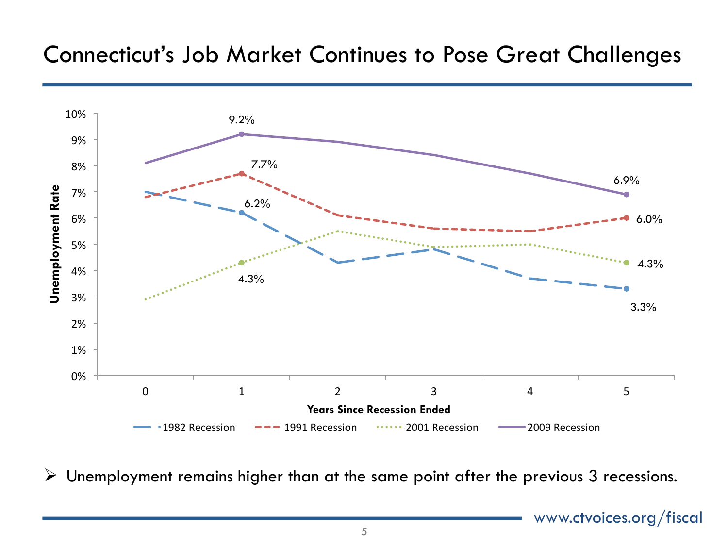# Connecticut's Job Market Continues to Pose Great Challenges

- Unemployment remains higher than at the same point after the previous 3 recessions.

www.ctvoices.org/fiscal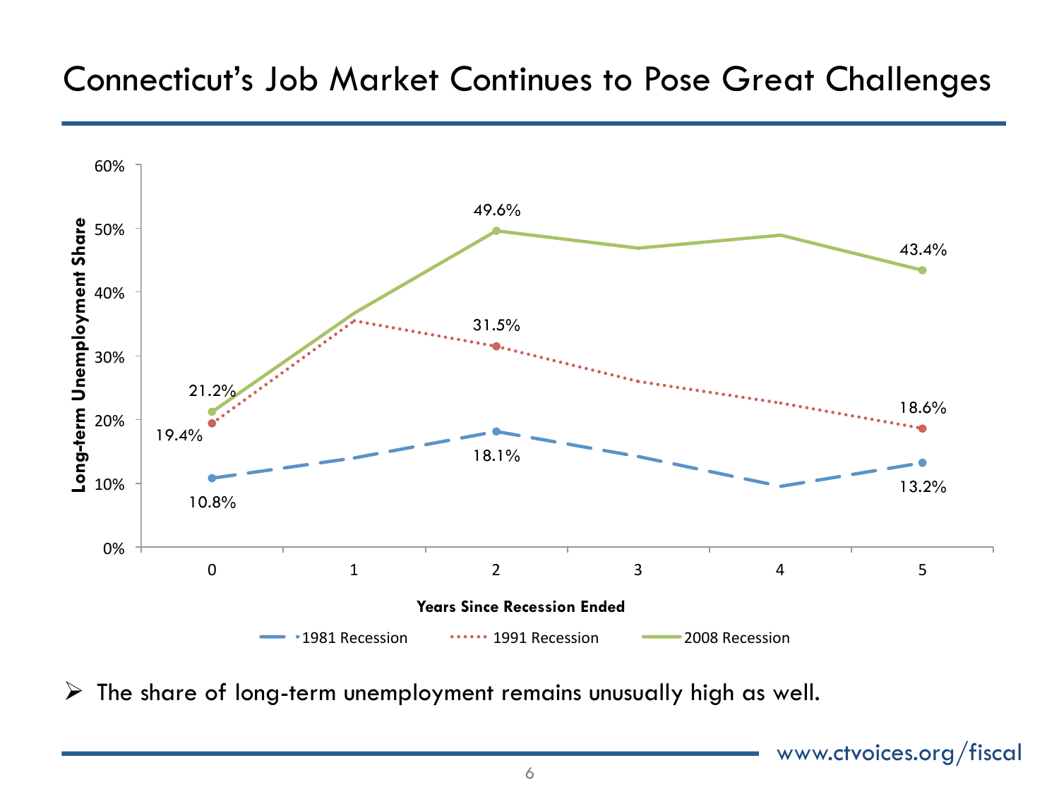# Connecticut's Job Market Continues to Pose Great Challenges

Long-term Unemployment Share

| Years Since Recession Ended | 1981 Recession | 1991 Recession | 2008 Recession |
|---|---|---|---|
| 0 | 10.8% | 19.4% | 21.2% |
| 2 | 18.1% | 31.5% | 49.6% |
| 5 | 13.2% | 18.6% | 43.4% |

- The share of long-term unemployment remains unusually high as well.

www.ctvoices.org/fiscal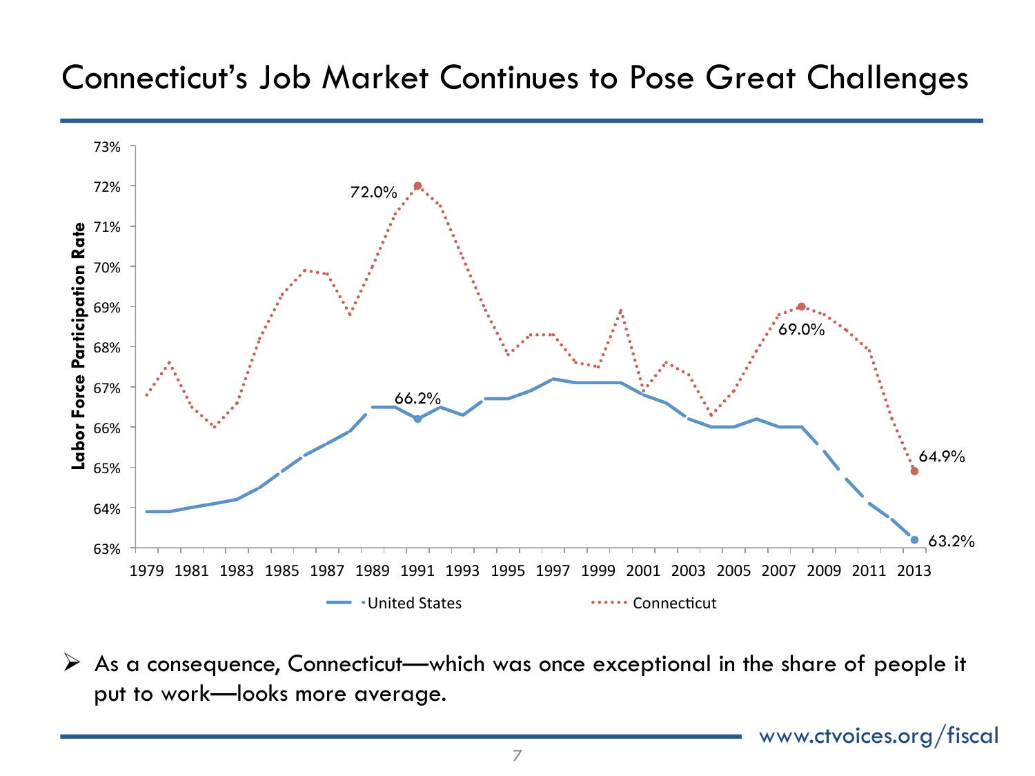# Connecticut's Job Market Continues to Pose Great Challenges

- As a consequence, Connecticut—which was once exceptional in the share of people it put to work—looks more average.

www.ctvoices.org/fiscal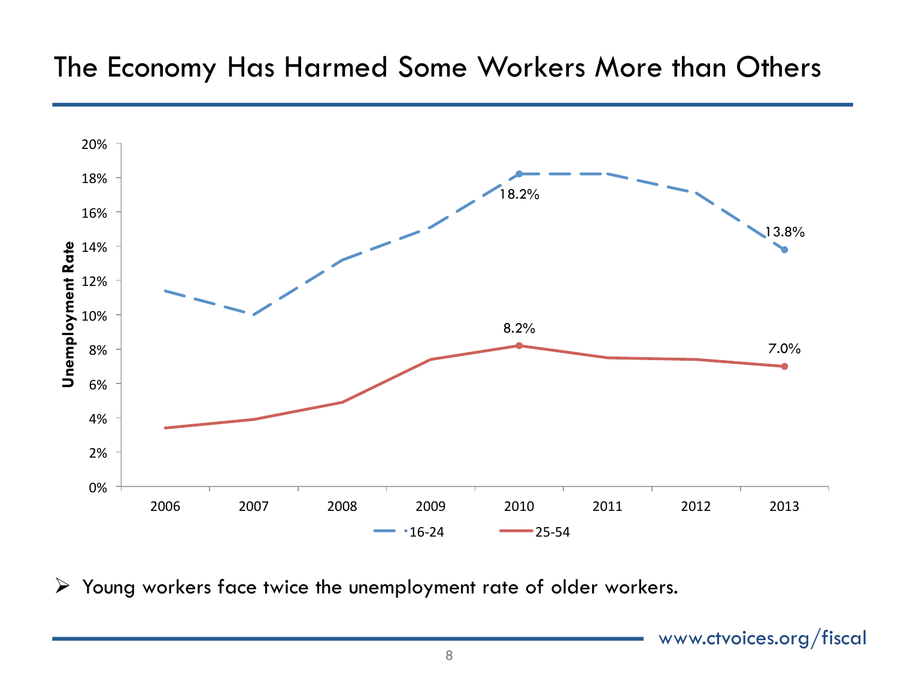# The Economy Has Harmed Some Workers More than Others

- Young workers face twice the unemployment rate of older workers.

www.ctvoices.org/fiscal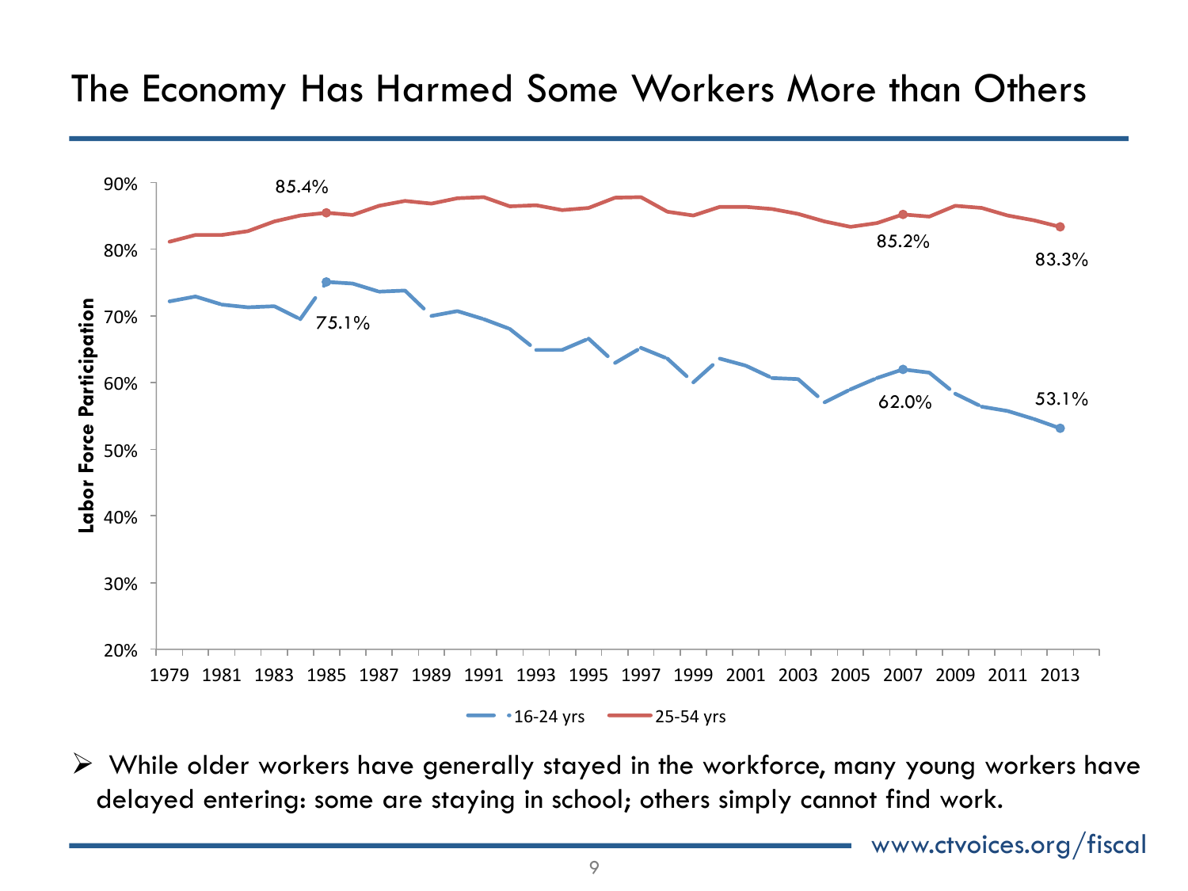# The Economy Has Harmed Some Workers More than Others

- While older workers have generally stayed in the workforce, many young workers have delayed entering: some are staying in school; others simply cannot find work.

www.ctvoices.org/fiscal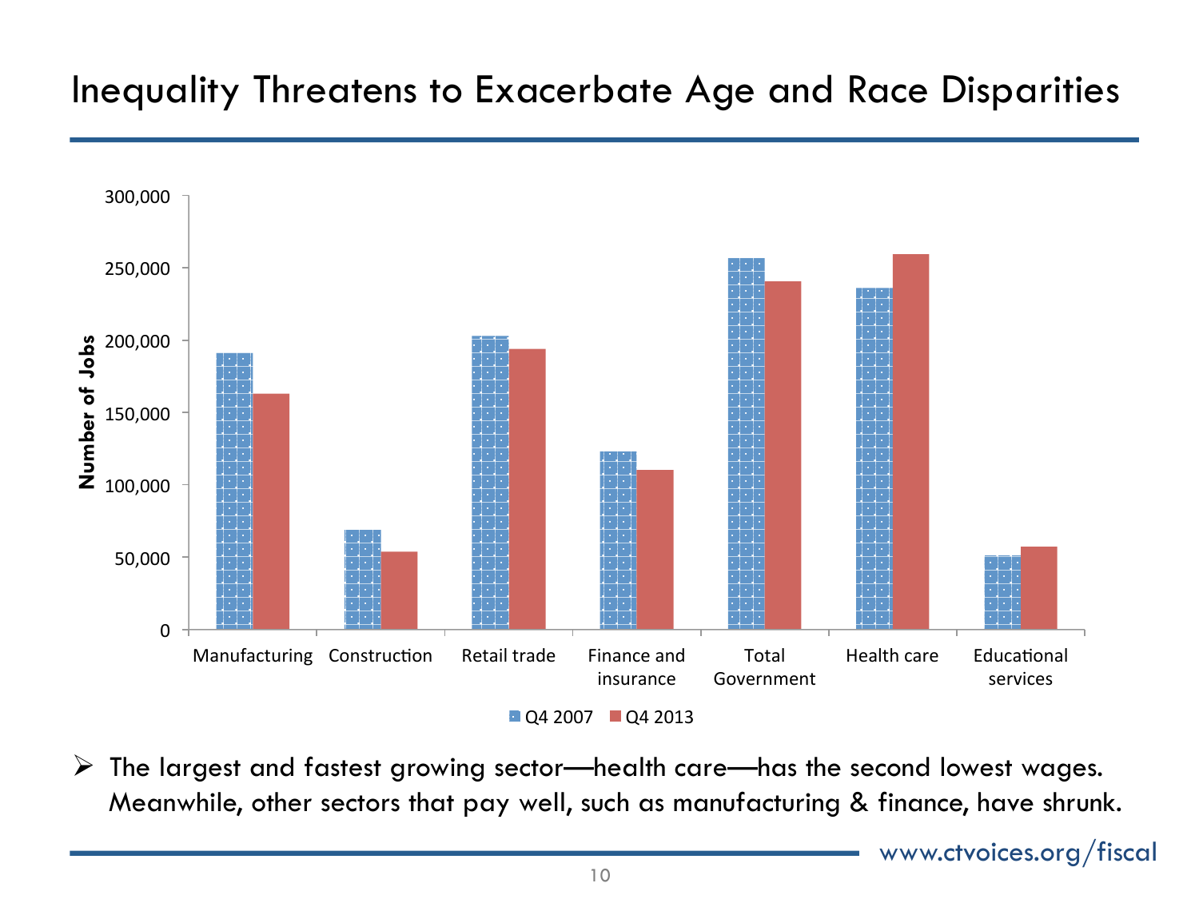# Inequality Threatens to Exacerbate Age and Race Disparities

Number of Jobs

| | Manufacturing | Construction | Retail trade | Finance and insurance | Total Government | Health care | Educational services |
|---|---|---|---|---|---|---|---|
| Q4 2007 | | | | | | | |
| Q4 2013 | | | | | | | |

- The largest and fastest growing sector—health care—has the second lowest wages. Meanwhile, other sectors that pay well, such as manufacturing & finance, have shrunk.

www.ctvoices.org/fiscal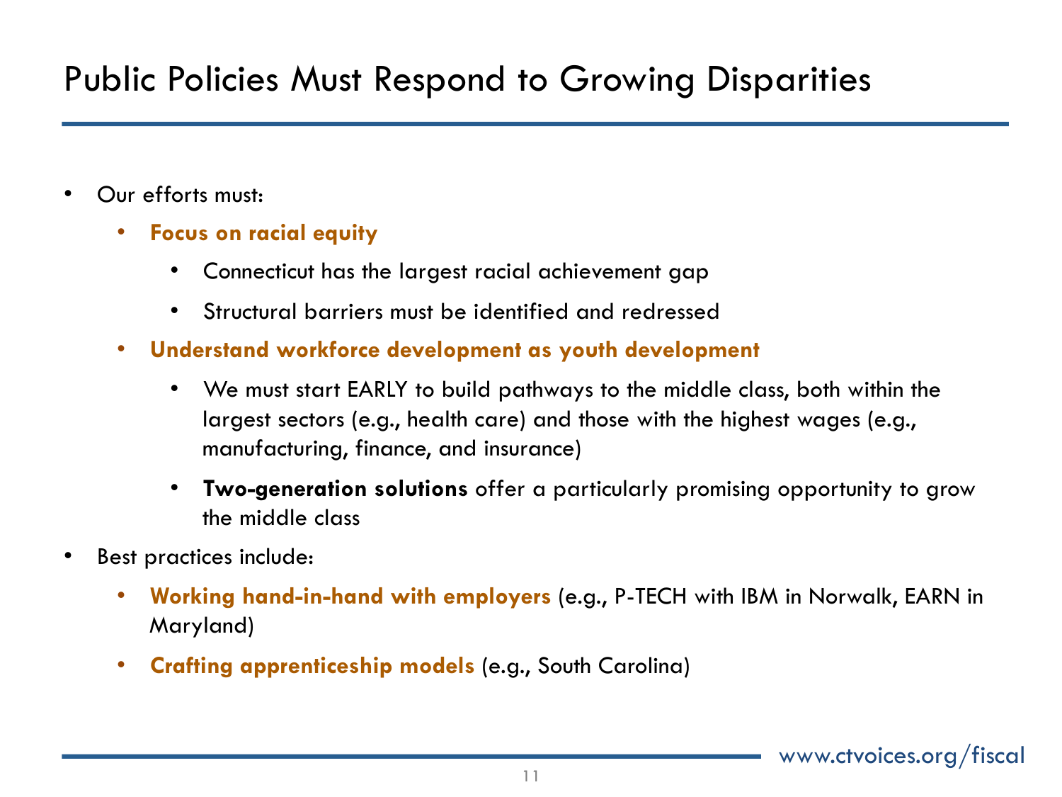# Public Policies Must Respond to Growing Disparities

- Our efforts must:
  - **Focus on racial equity**
    - Connecticut has the largest racial achievement gap
    - Structural barriers must be identified and redressed
  - **Understand workforce development as youth development**
    - We must start EARLY to build pathways to the middle class, both within the largest sectors (e.g., health care) and those with the highest wages (e.g., manufacturing, finance, and insurance)
    - **Two-generation solutions** offer a particularly promising opportunity to grow the middle class
- Best practices include:
  - **Working hand-in-hand with employers** (e.g., P-TECH with IBM in Norwalk, EARN in Maryland)
  - **Crafting apprenticeship models** (e.g., South Carolina)

www.ctvoices.org/fiscal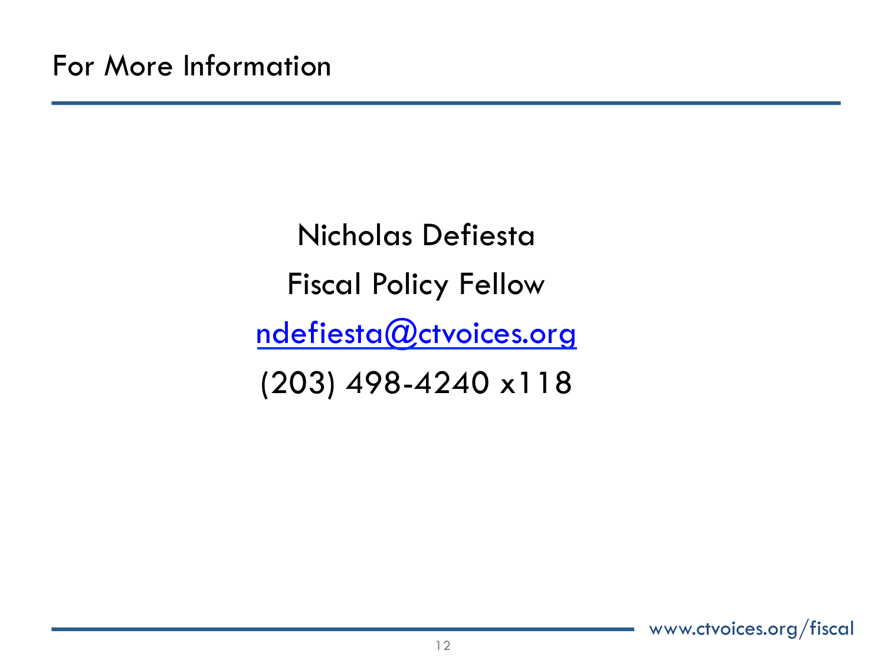# For More Information

Nicholas Defiesta

Fiscal Policy Fellow

ndefiesta@ctvoices.org

(203) 498-4240 x118

www.ctvoices.org/fiscal